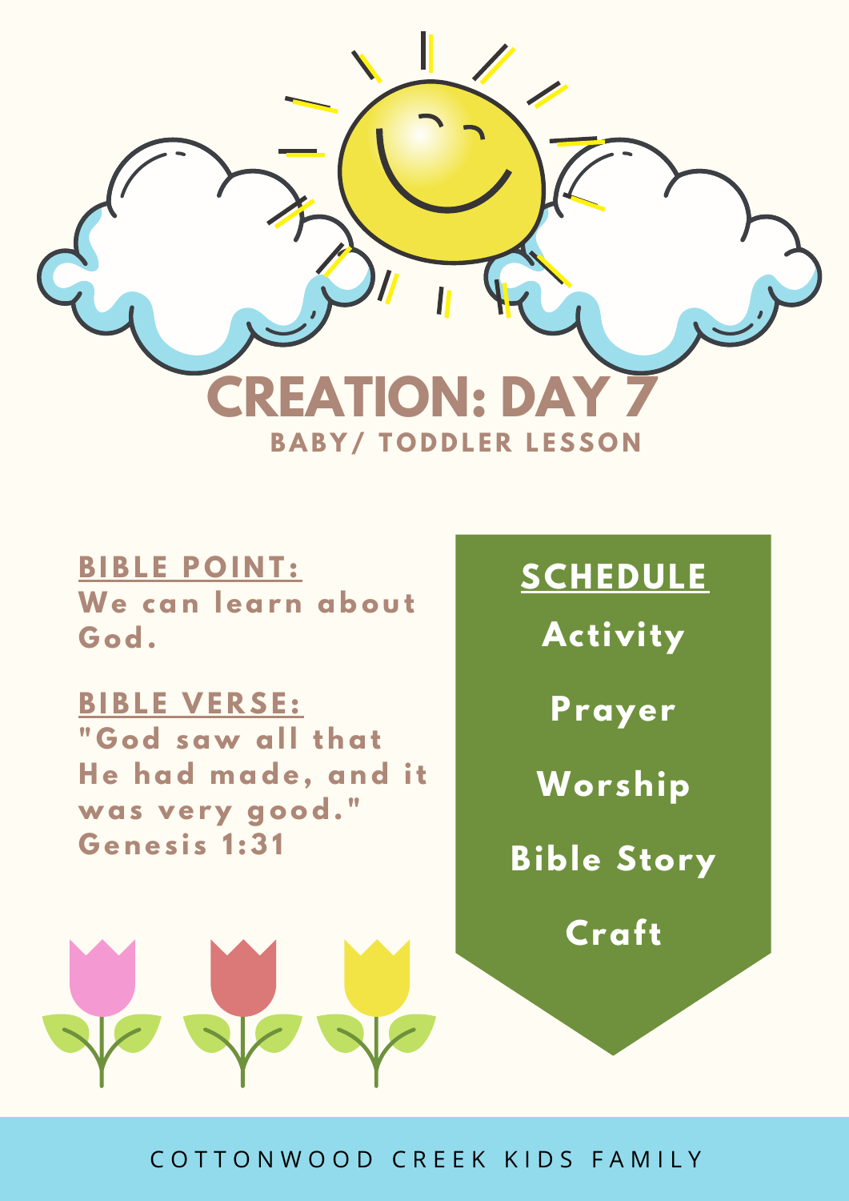# CREATION: DAY 7

## BABY/ TODDLER LESSON

**BIBLE POINT:**
We can learn about God.

**BIBLE VERSE:**
"God saw all that He had made, and it was very good." Genesis 1:31

**SCHEDULE**

- Activity
- Prayer
- Worship
- Bible Story
- Craft

COTTONWOOD CREEK KIDS FAMILY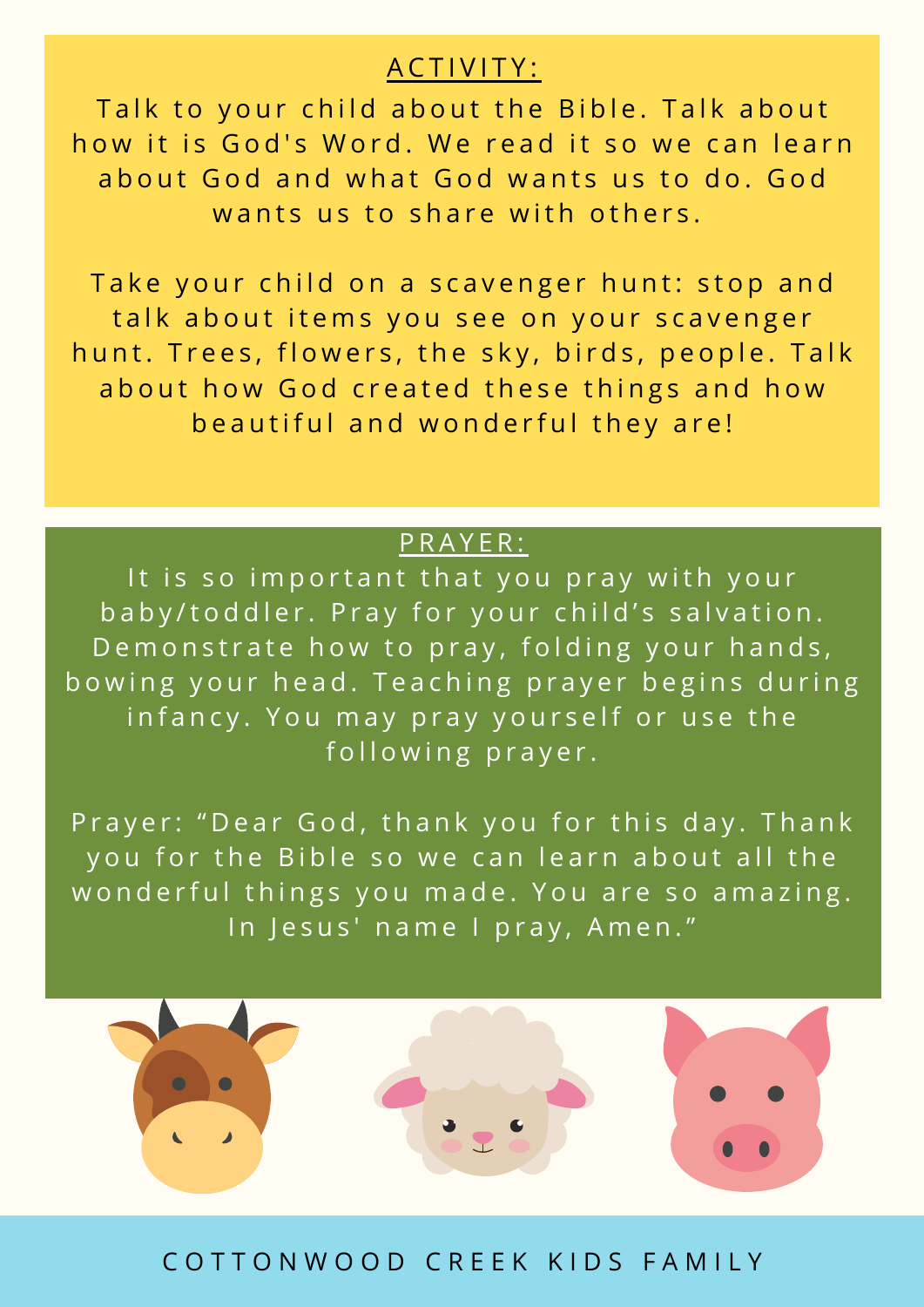## ACTIVITY:

Talk to your child about the Bible. Talk about how it is God's Word. We read it so we can learn about God and what God wants us to do. God wants us to share with others.

Take your child on a scavenger hunt: stop and talk about items you see on your scavenger hunt. Trees, flowers, the sky, birds, people. Talk about how God created these things and how beautiful and wonderful they are!

## PRAYER:

It is so important that you pray with your baby/toddler. Pray for your child's salvation. Demonstrate how to pray, folding your hands, bowing your head. Teaching prayer begins during infancy. You may pray yourself or use the following prayer.

Prayer: "Dear God, thank you for this day. Thank you for the Bible so we can learn about all the wonderful things you made. You are so amazing. In Jesus' name I pray, Amen."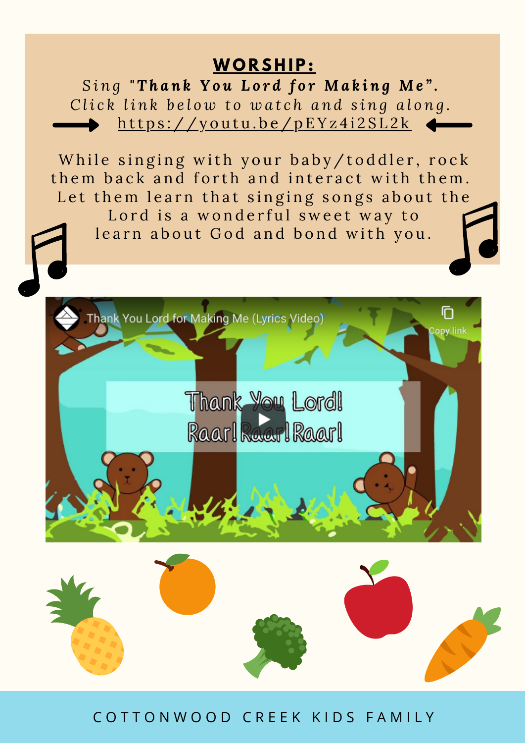## WORSHIP:

*Sing "**Thank You Lord for Making Me**".*
*Click link below to watch and sing along.*
https://youtu.be/pEYz4i2SL2k

While singing with your baby/toddler, rock them back and forth and interact with them. Let them learn that singing songs about the Lord is a wonderful sweet way to learn about God and bond with you.

Thank You Lord for Making Me (Lyrics Video)

Thank You Lord!
Raar! Raar! Raar!

COTTONWOOD CREEK KIDS FAMILY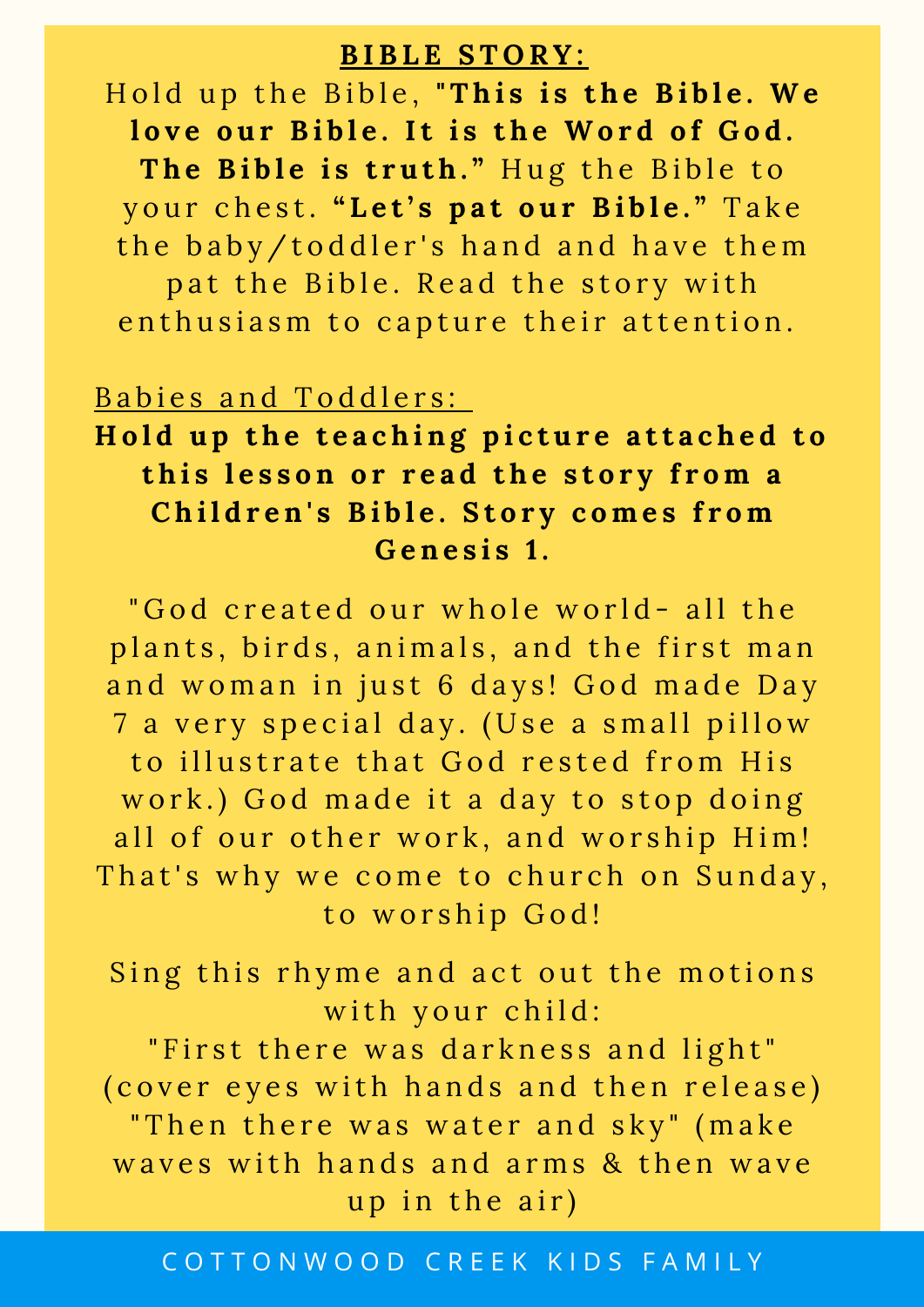## BIBLE STORY:

Hold up the Bible, "**This is the Bible. We love our Bible. It is the Word of God. The Bible is truth.**" Hug the Bible to your chest. **"Let's pat our Bible."** Take the baby/toddler's hand and have them pat the Bible. Read the story with enthusiasm to capture their attention.

Babies and Toddlers:

**Hold up the teaching picture attached to this lesson or read the story from a Children's Bible. Story comes from Genesis 1.**

"God created our whole world- all the plants, birds, animals, and the first man and woman in just 6 days! God made Day 7 a very special day. (Use a small pillow to illustrate that God rested from His work.) God made it a day to stop doing all of our other work, and worship Him! That's why we come to church on Sunday, to worship God!

Sing this rhyme and act out the motions with your child:

"First there was darkness and light" (cover eyes with hands and then release)

"Then there was water and sky" (make waves with hands and arms & then wave up in the air)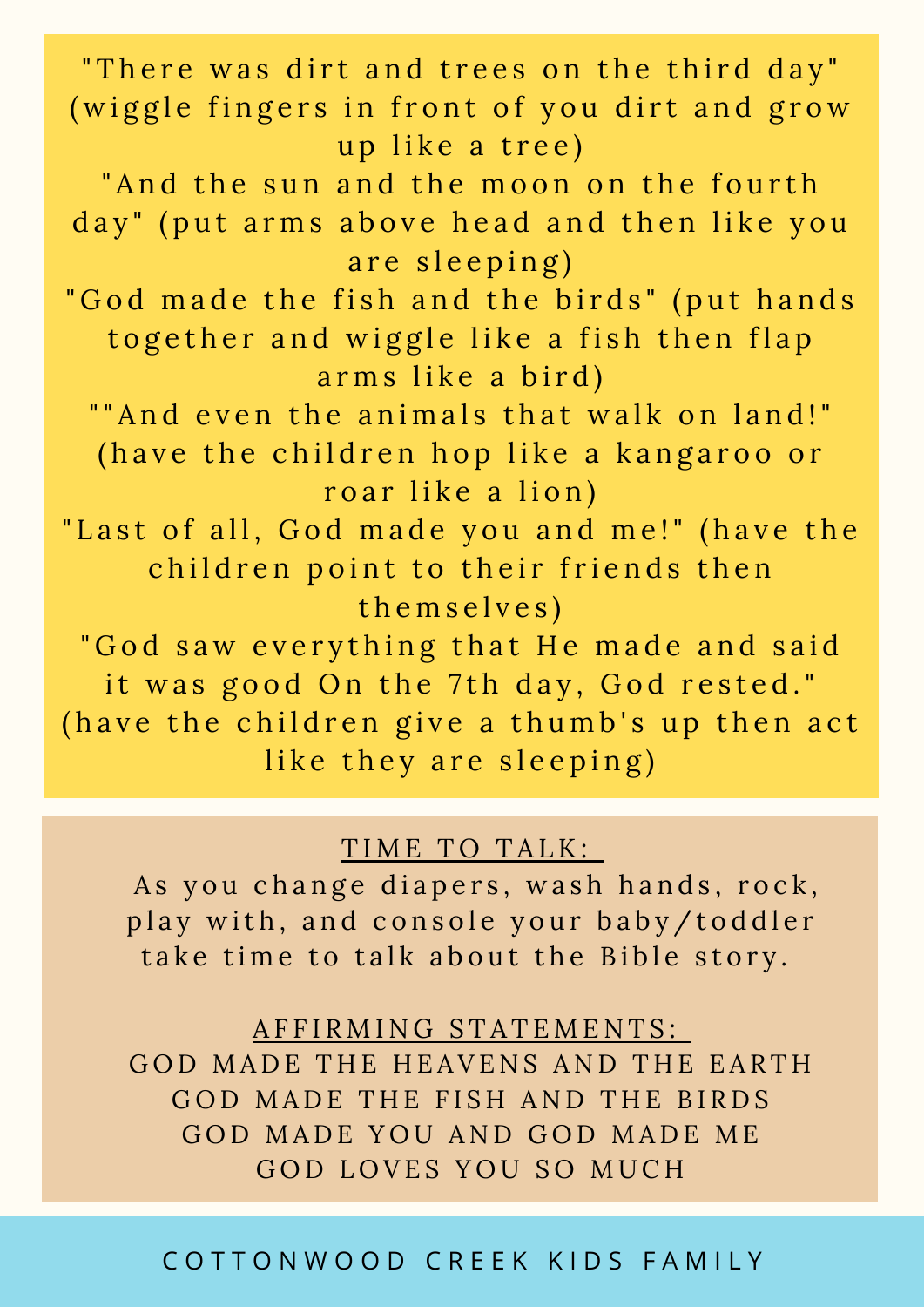"There was dirt and trees on the third day" (wiggle fingers in front of you dirt and grow up like a tree)
"And the sun and the moon on the fourth day" (put arms above head and then like you are sleeping)
"God made the fish and the birds" (put hands together and wiggle like a fish then flap arms like a bird)
""And even the animals that walk on land!" (have the children hop like a kangaroo or roar like a lion)
"Last of all, God made you and me!" (have the children point to their friends then themselves)
"God saw everything that He made and said it was good On the 7th day, God rested." (have the children give a thumb's up then act like they are sleeping)

TIME TO TALK:

As you change diapers, wash hands, rock, play with, and console your baby/toddler take time to talk about the Bible story.

AFFIRMING STATEMENTS:

GOD MADE THE HEAVENS AND THE EARTH
GOD MADE THE FISH AND THE BIRDS
GOD MADE YOU AND GOD MADE ME
GOD LOVES YOU SO MUCH

COTTONWOOD CREEK KIDS FAMILY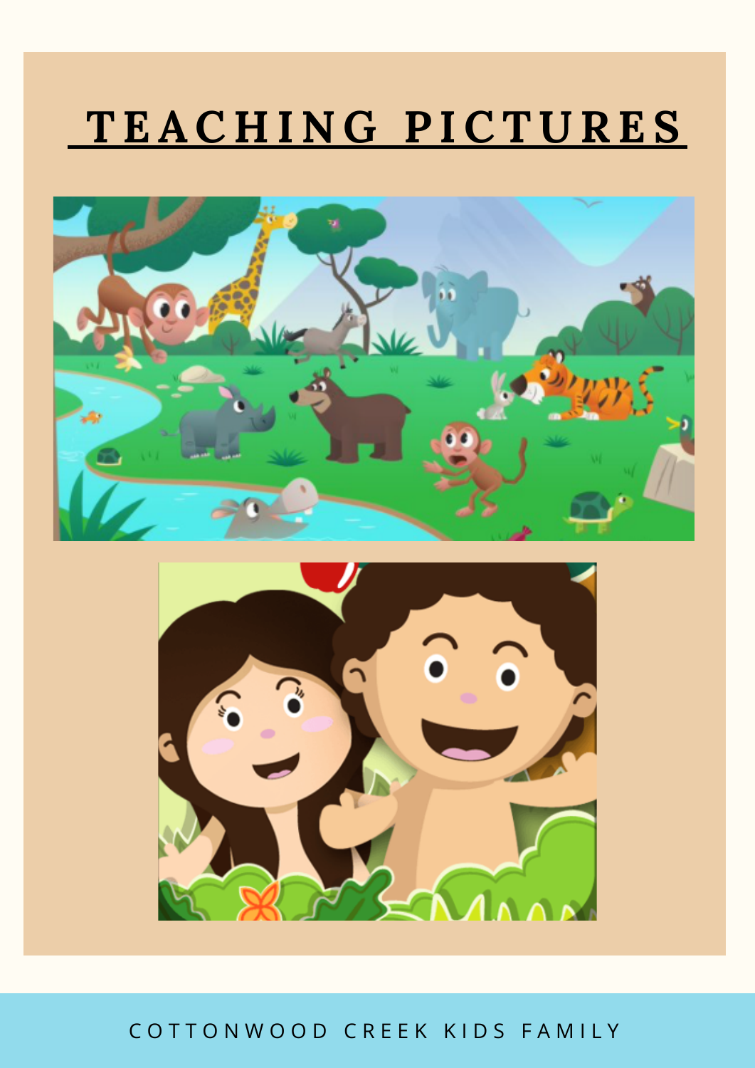# TEACHING PICTURES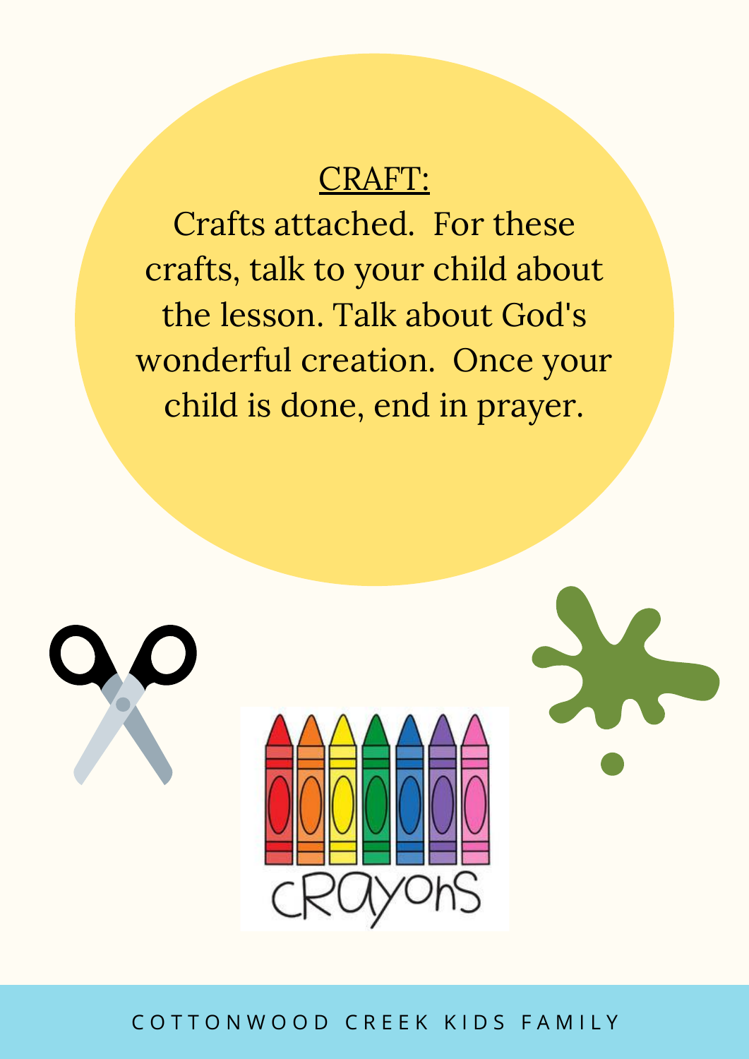<u>CRAFT:</u>

Crafts attached. For these crafts, talk to your child about the lesson. Talk about God's wonderful creation. Once your child is done, end in prayer.